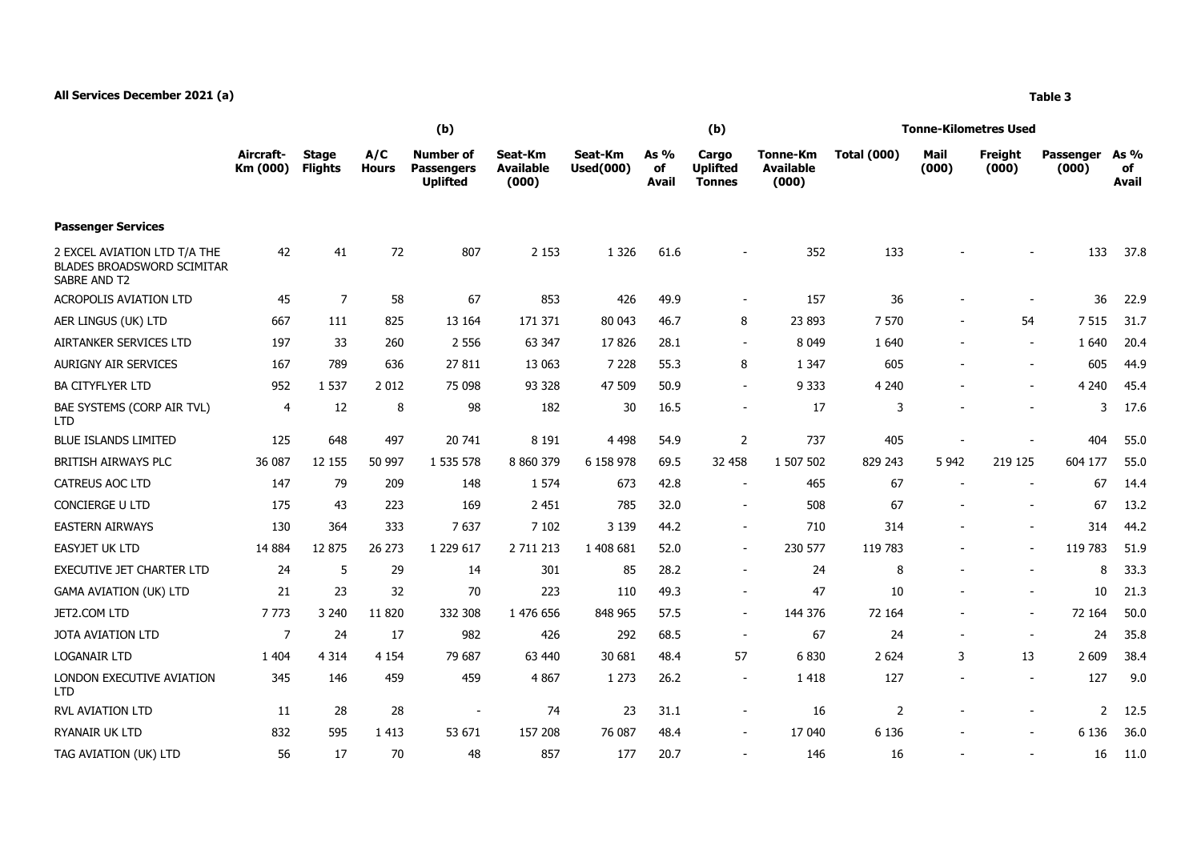**All Services December 2021 (a)**

**Table 3**

| | Aircraft-Km (000) | Stage Flights | A/C Hours | (b) Number of Passengers Uplifted | Seat-Km Available (000) | Seat-Km Used(000) | As % of Avail | (b) Cargo Uplifted Tonnes | Tonne-Km Available (000) | Tonne-Kilometres Used Total (000) | Mail (000) | Freight (000) | Passenger (000) | As % of Avail |
|---|---|---|---|---|---|---|---|---|---|---|---|---|---|---|
| **Passenger Services** | | | | | | | | | | | | | | |
| 2 EXCEL AVIATION LTD T/A THE BLADES BROADSWORD SCIMITAR SABRE AND T2 | 42 | 41 | 72 | 807 | 2 153 | 1 326 | 61.6 | - | 352 | 133 | - | - | 133 | 37.8 |
| ACROPOLIS AVIATION LTD | 45 | 7 | 58 | 67 | 853 | 426 | 49.9 | - | 157 | 36 | - | - | 36 | 22.9 |
| AER LINGUS (UK) LTD | 667 | 111 | 825 | 13 164 | 171 371 | 80 043 | 46.7 | 8 | 23 893 | 7 570 | - | 54 | 7 515 | 31.7 |
| AIRTANKER SERVICES LTD | 197 | 33 | 260 | 2 556 | 63 347 | 17 826 | 28.1 | - | 8 049 | 1 640 | - | - | 1 640 | 20.4 |
| AURIGNY AIR SERVICES | 167 | 789 | 636 | 27 811 | 13 063 | 7 228 | 55.3 | 8 | 1 347 | 605 | - | - | 605 | 44.9 |
| BA CITYFLYER LTD | 952 | 1 537 | 2 012 | 75 098 | 93 328 | 47 509 | 50.9 | - | 9 333 | 4 240 | - | - | 4 240 | 45.4 |
| BAE SYSTEMS (CORP AIR TVL) LTD | 4 | 12 | 8 | 98 | 182 | 30 | 16.5 | - | 17 | 3 | - | - | 3 | 17.6 |
| BLUE ISLANDS LIMITED | 125 | 648 | 497 | 20 741 | 8 191 | 4 498 | 54.9 | 2 | 737 | 405 | - | - | 404 | 55.0 |
| BRITISH AIRWAYS PLC | 36 087 | 12 155 | 50 997 | 1 535 578 | 8 860 379 | 6 158 978 | 69.5 | 32 458 | 1 507 502 | 829 243 | 5 942 | 219 125 | 604 177 | 55.0 |
| CATREUS AOC LTD | 147 | 79 | 209 | 148 | 1 574 | 673 | 42.8 | - | 465 | 67 | - | - | 67 | 14.4 |
| CONCIERGE U LTD | 175 | 43 | 223 | 169 | 2 451 | 785 | 32.0 | - | 508 | 67 | - | - | 67 | 13.2 |
| EASTERN AIRWAYS | 130 | 364 | 333 | 7 637 | 7 102 | 3 139 | 44.2 | - | 710 | 314 | - | - | 314 | 44.2 |
| EASYJET UK LTD | 14 884 | 12 875 | 26 273 | 1 229 617 | 2 711 213 | 1 408 681 | 52.0 | - | 230 577 | 119 783 | - | - | 119 783 | 51.9 |
| EXECUTIVE JET CHARTER LTD | 24 | 5 | 29 | 14 | 301 | 85 | 28.2 | - | 24 | 8 | - | - | 8 | 33.3 |
| GAMA AVIATION (UK) LTD | 21 | 23 | 32 | 70 | 223 | 110 | 49.3 | - | 47 | 10 | - | - | 10 | 21.3 |
| JET2.COM LTD | 7 773 | 3 240 | 11 820 | 332 308 | 1 476 656 | 848 965 | 57.5 | - | 144 376 | 72 164 | - | - | 72 164 | 50.0 |
| JOTA AVIATION LTD | 7 | 24 | 17 | 982 | 426 | 292 | 68.5 | - | 67 | 24 | - | - | 24 | 35.8 |
| LOGANAIR LTD | 1 404 | 4 314 | 4 154 | 79 687 | 63 440 | 30 681 | 48.4 | 57 | 6 830 | 2 624 | 3 | 13 | 2 609 | 38.4 |
| LONDON EXECUTIVE AVIATION LTD | 345 | 146 | 459 | 459 | 4 867 | 1 273 | 26.2 | - | 1 418 | 127 | - | - | 127 | 9.0 |
| RVL AVIATION LTD | 11 | 28 | 28 | - | 74 | 23 | 31.1 | - | 16 | 2 | - | - | 2 | 12.5 |
| RYANAIR UK LTD | 832 | 595 | 1 413 | 53 671 | 157 208 | 76 087 | 48.4 | - | 17 040 | 6 136 | - | - | 6 136 | 36.0 |
| TAG AVIATION (UK) LTD | 56 | 17 | 70 | 48 | 857 | 177 | 20.7 | - | 146 | 16 | - | - | 16 | 11.0 |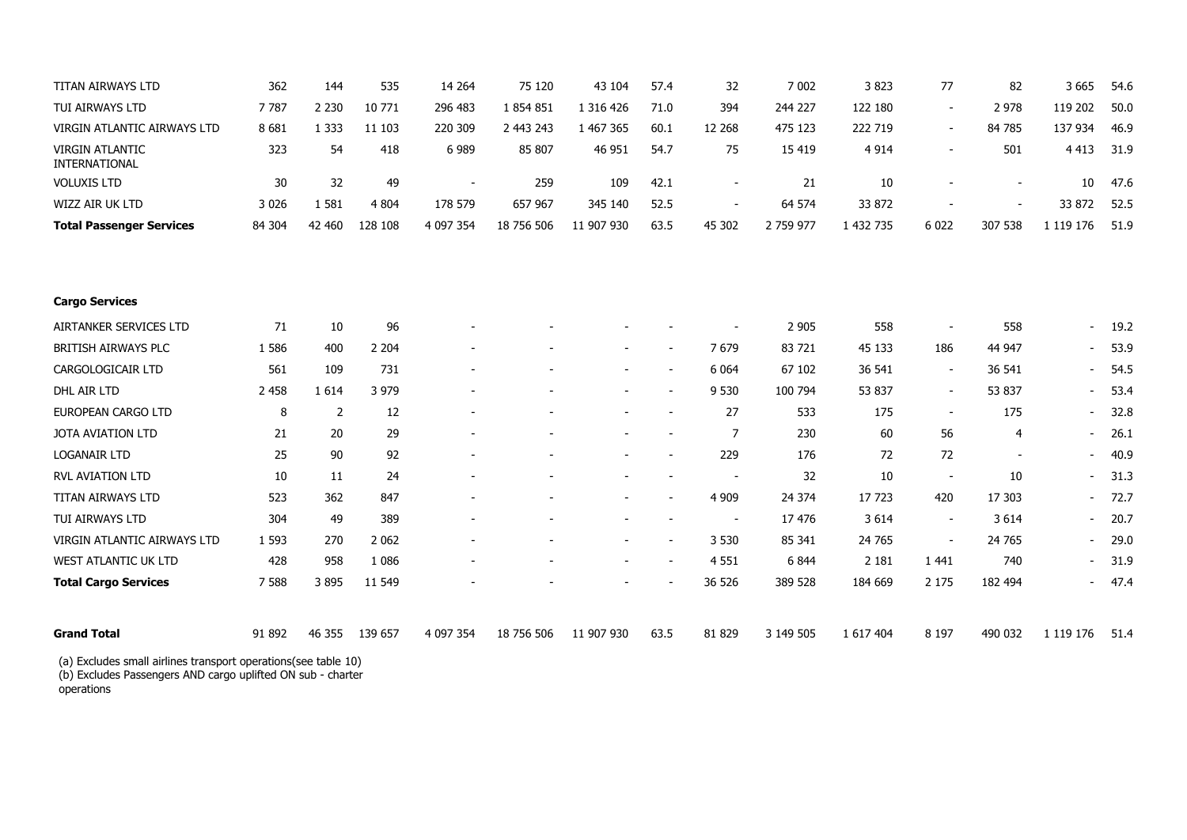| | | | | | | | | | | | | | | |
|---|---|---|---|---|---|---|---|---|---|---|---|---|---|---|
| TITAN AIRWAYS LTD | 362 | 144 | 535 | 14 264 | 75 120 | 43 104 | 57.4 | 32 | 7 002 | 3 823 | 77 | 82 | 3 665 | 54.6 |
| TUI AIRWAYS LTD | 7 787 | 2 230 | 10 771 | 296 483 | 1 854 851 | 1 316 426 | 71.0 | 394 | 244 227 | 122 180 | - | 2 978 | 119 202 | 50.0 |
| VIRGIN ATLANTIC AIRWAYS LTD | 8 681 | 1 333 | 11 103 | 220 309 | 2 443 243 | 1 467 365 | 60.1 | 12 268 | 475 123 | 222 719 | - | 84 785 | 137 934 | 46.9 |
| VIRGIN ATLANTIC INTERNATIONAL | 323 | 54 | 418 | 6 989 | 85 807 | 46 951 | 54.7 | 75 | 15 419 | 4 914 | - | 501 | 4 413 | 31.9 |
| VOLUXIS LTD | 30 | 32 | 49 | - | 259 | 109 | 42.1 | - | 21 | 10 | - | - | 10 | 47.6 |
| WIZZ AIR UK LTD | 3 026 | 1 581 | 4 804 | 178 579 | 657 967 | 345 140 | 52.5 | - | 64 574 | 33 872 | - | - | 33 872 | 52.5 |
| **Total Passenger Services** | 84 304 | 42 460 | 128 108 | 4 097 354 | 18 756 506 | 11 907 930 | 63.5 | 45 302 | 2 759 977 | 1 432 735 | 6 022 | 307 538 | 1 119 176 | 51.9 |
| **Cargo Services** | | | | | | | | | | | | | | |
| AIRTANKER SERVICES LTD | 71 | 10 | 96 | - | - | - | - | - | 2 905 | 558 | - | 558 | - | 19.2 |
| BRITISH AIRWAYS PLC | 1 586 | 400 | 2 204 | - | - | - | - | 7 679 | 83 721 | 45 133 | 186 | 44 947 | - | 53.9 |
| CARGOLOGICAIR LTD | 561 | 109 | 731 | - | - | - | - | 6 064 | 67 102 | 36 541 | - | 36 541 | - | 54.5 |
| DHL AIR LTD | 2 458 | 1 614 | 3 979 | - | - | - | - | 9 530 | 100 794 | 53 837 | - | 53 837 | - | 53.4 |
| EUROPEAN CARGO LTD | 8 | 2 | 12 | - | - | - | - | 27 | 533 | 175 | - | 175 | - | 32.8 |
| JOTA AVIATION LTD | 21 | 20 | 29 | - | - | - | - | 7 | 230 | 60 | 56 | 4 | - | 26.1 |
| LOGANAIR LTD | 25 | 90 | 92 | - | - | - | - | 229 | 176 | 72 | 72 | - | - | 40.9 |
| RVL AVIATION LTD | 10 | 11 | 24 | - | - | - | - | - | 32 | 10 | - | 10 | - | 31.3 |
| TITAN AIRWAYS LTD | 523 | 362 | 847 | - | - | - | - | 4 909 | 24 374 | 17 723 | 420 | 17 303 | - | 72.7 |
| TUI AIRWAYS LTD | 304 | 49 | 389 | - | - | - | - | - | 17 476 | 3 614 | - | 3 614 | - | 20.7 |
| VIRGIN ATLANTIC AIRWAYS LTD | 1 593 | 270 | 2 062 | - | - | - | - | 3 530 | 85 341 | 24 765 | - | 24 765 | - | 29.0 |
| WEST ATLANTIC UK LTD | 428 | 958 | 1 086 | - | - | - | - | 4 551 | 6 844 | 2 181 | 1 441 | 740 | - | 31.9 |
| **Total Cargo Services** | 7 588 | 3 895 | 11 549 | - | - | - | - | 36 526 | 389 528 | 184 669 | 2 175 | 182 494 | - | 47.4 |
| **Grand Total** | 91 892 | 46 355 | 139 657 | 4 097 354 | 18 756 506 | 11 907 930 | 63.5 | 81 829 | 3 149 505 | 1 617 404 | 8 197 | 490 032 | 1 119 176 | 51.4 |

(a) Excludes small airlines transport operations(see table 10)
(b) Excludes Passengers AND cargo uplifted ON sub - charter operations